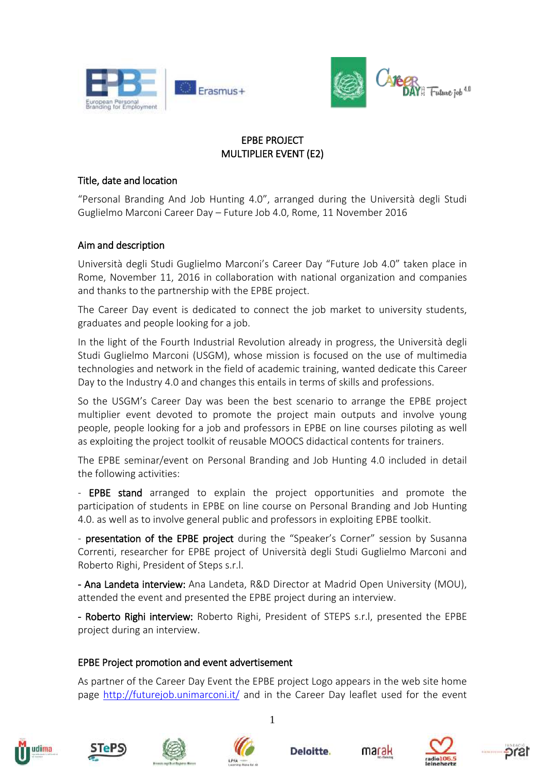# EPBE PROJECT
# MULTIPLIER EVENT (E2)

## Title, date and location

"Personal Branding And Job Hunting 4.0", arranged during the Università degli Studi Guglielmo Marconi Career Day – Future Job 4.0, Rome, 11 November 2016

## Aim and description

Università degli Studi Guglielmo Marconi's Career Day "Future Job 4.0" taken place in Rome, November 11, 2016 in collaboration with national organization and companies and thanks to the partnership with the EPBE project.

The Career Day event is dedicated to connect the job market to university students, graduates and people looking for a job.

In the light of the Fourth Industrial Revolution already in progress, the Università degli Studi Guglielmo Marconi (USGM), whose mission is focused on the use of multimedia technologies and network in the field of academic training, wanted dedicate this Career Day to the Industry 4.0 and changes this entails in terms of skills and professions.

So the USGM's Career Day was been the best scenario to arrange the EPBE project multiplier event devoted to promote the project main outputs and involve young people, people looking for a job and professors in EPBE on line courses piloting as well as exploiting the project toolkit of reusable MOOCS didactical contents for trainers.

The EPBE seminar/event on Personal Branding and Job Hunting 4.0 included in detail the following activities:

- **EPBE stand** arranged to explain the project opportunities and promote the participation of students in EPBE on line course on Personal Branding and Job Hunting 4.0. as well as to involve general public and professors in exploiting EPBE toolkit.

- **presentation of the EPBE project** during the "Speaker's Corner" session by Susanna Correnti, researcher for EPBE project of Università degli Studi Guglielmo Marconi and Roberto Righi, President of Steps s.r.l.

- **Ana Landeta interview:** Ana Landeta, R&D Director at Madrid Open University (MOU), attended the event and presented the EPBE project during an interview.

- **Roberto Righi interview:** Roberto Righi, President of STEPS s.r.l, presented the EPBE project during an interview.

## EPBE Project promotion and event advertisement

As partner of the Career Day Event the EPBE project Logo appears in the web site home page http://futurejob.unimarconi.it/ and in the Career Day leaflet used for the event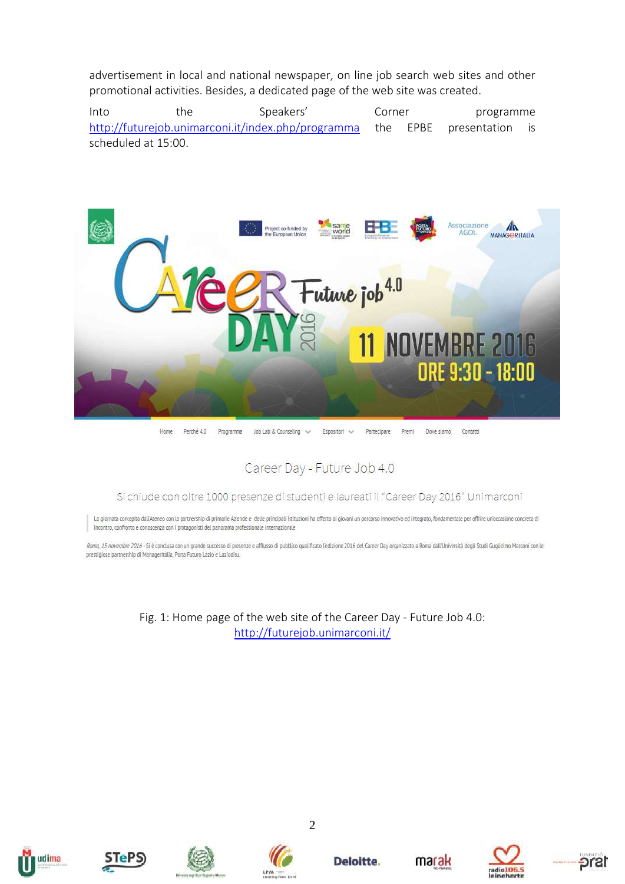advertisement in local and national newspaper, on line job search web sites and other promotional activities. Besides, a dedicated page of the web site was created.

Into the Speakers' Corner programme http://futurejob.unimarconi.it/index.php/programma the EPBE presentation is scheduled at 15:00.

Fig. 1: Home page of the web site of the Career Day - Future Job 4.0: http://futurejob.unimarconi.it/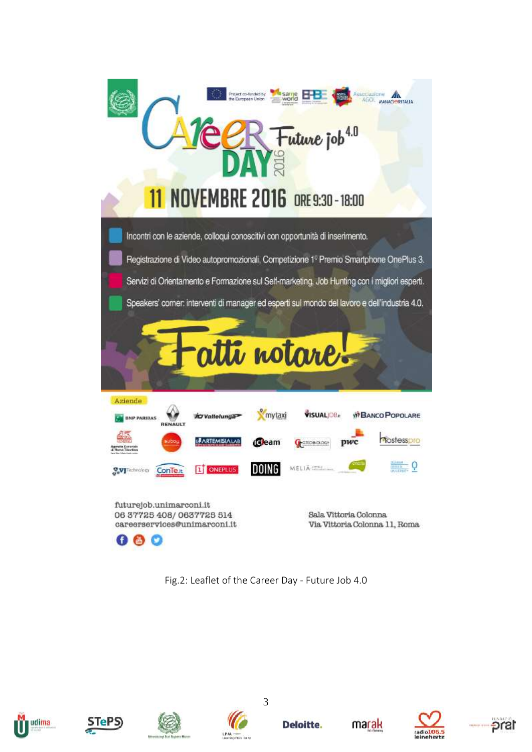Career DAY 2016 Future job 4.0

11 NOVEMBRE 2016 ORE 9:30 - 18:00

- Incontri con le aziende, colloqui conoscitivi con opportunità di inserimento.
- Registrazione di Video autopromozionali, Competizione 1° Premio Smartphone OnePlus 3.
- Servizi di Orientamento e Formazione sul Self-marketing, Job Hunting con i migliori esperti.
- Speakers' corner: interventi di manager ed esperti sul mondo del lavoro e dell'industria 4.0.

Fatti notare!

Aziende

futurejob.unimarconi.it
06 37725 408/ 0637725 514
careerservices@unimarconi.it

Sala Vittoria Colonna
Via Vittoria Colonna 11, Roma

Fig.2: Leaflet of the Career Day - Future Job 4.0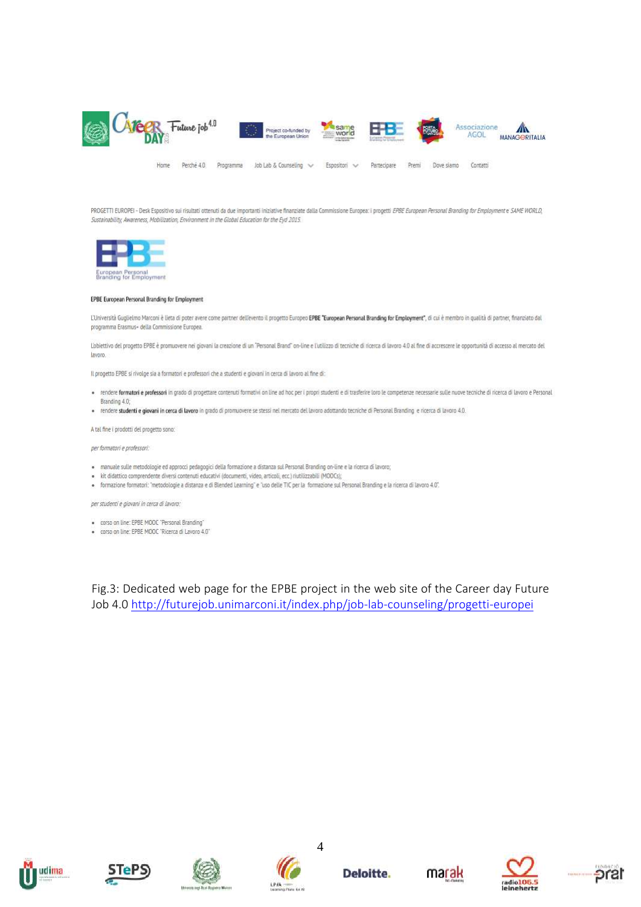Home Perché 4.0 Programma Job Lab & Counseling Espositori Partecipare Premi Dove siamo Contatti

PROGETTI EUROPEI - Desk Espositivo sui risultati ottenuti da due importanti iniziative finanziate dalla Commissione Europea: i progetti *EPBE European Personal Branding for Employment* e *SAME WORLD, Sustainability, Awareness, Mobilization, Environment in the Global Education for the Eyd 2015.*

European Personal Branding for Employment

EPBE European Personal Branding for Employment

L'Università Guglielmo Marconi è lieta di poter avere come partner dell'evento il progetto Europeo **EPBE "European Personal Branding for Employment"**, di cui è membro in qualità di partner, finanziato dal programma Erasmus+ della Commissione Europea.

L'obiettivo del progetto EPBE è promuovere nei giovani la creazione di un "Personal Brand" on-line e l'utilizzo di tecniche di ricerca di lavoro 4.0 al fine di accrescere le opportunità di accesso al mercato del lavoro.

Il progetto EPBE si rivolge sia a formatori e professori che a studenti e giovani in cerca di lavoro al fine di:

- rendere **formatori e professori** in grado di progettare contenuti formativi on line ad hoc per i propri studenti e di trasferire loro le competenze necessarie sulle nuove tecniche di ricerca di lavoro e Personal Branding 4.0;
- rendere **studenti e giovani in cerca di lavoro** in grado di promuovere se stessi nel mercato del lavoro adottando tecniche di Personal Branding e ricerca di lavoro 4.0.

A tal fine i prodotti del progetto sono:

*per formatori e professori:*

- manuale sulle metodologie ed approcci pedagogici della formazione a distanza sul Personal Branding on-line e la ricerca di lavoro;
- kit didattico comprendente diversi contenuti educativi (documenti, video, articoli, ecc.) riutilizzabili (MOOCs);
- formazione formatori: "metodologie a distanza e di Blended Learning" e "uso delle TIC per la formazione sul Personal Branding e la ricerca di lavoro 4.0".

*per studenti e giovani in cerca di lavoro:*

- corso on line: EPBE MOOC "Personal Branding"
- corso on line: EPBE MOOC "Ricerca di Lavoro 4.0"

Fig.3: Dedicated web page for the EPBE project in the web site of the Career day Future Job 4.0 [http://futurejob.unimarconi.it/index.php/job-lab-counseling/progetti-europei](http://futurejob.unimarconi.it/index.php/job-lab-counseling/progetti-europei)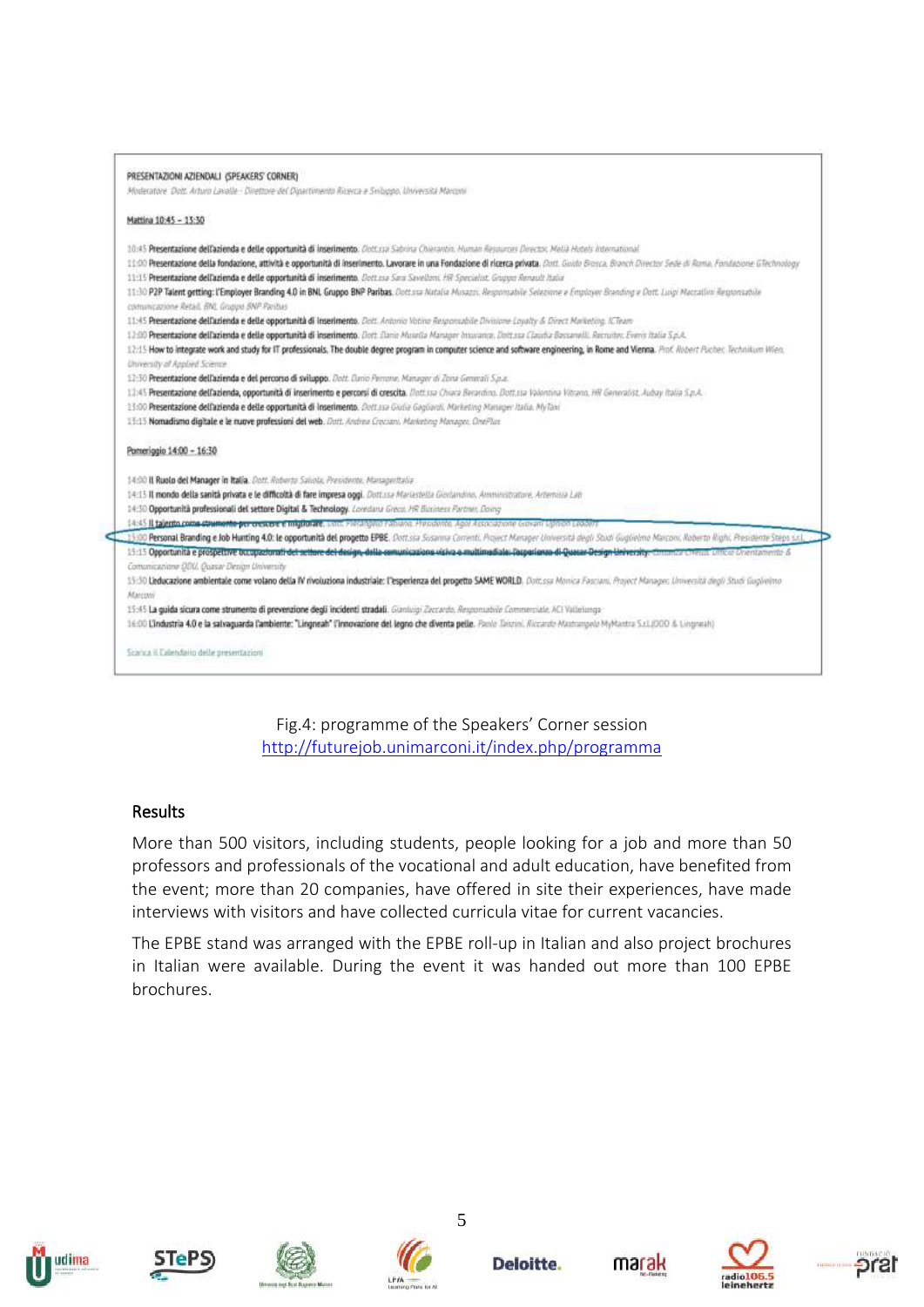PRESENTAZIONI AZIENDALI (SPEAKERS' CORNER)

*Moderatore Dott. Arturo Lavalle - Direttore del Dipartimento Ricerca e Sviluppo, Università Marconi*

Mattina 10:45 – 13:30

10:45 **Presentazione dell'azienda e delle opportunità di inserimento.** *Dott.ssa Sabrina Chierantin, Human Resources Director, Meliá Hotels International*

11:00 **Presentazione della fondazione, attività e opportunità di inserimento. Lavorare in una Fondazione di ricerca privata.** *Dott. Guido Brosca, Branch Director Sede di Roma, Fondazione GTechnology*

11:15 **Presentazione dell'azienda e delle opportunità di inserimento.** *Dott.ssa Sara Savelloni, HR Specialist, Gruppo Renault Italia*

11:30 **P2P Talent getting: l'Employer Branding 4.0 in BNL Gruppo BNP Paribas.** *Dott.ssa Natalia Musazzi, Responsabile Selezione e Employer Branding e Dott. Luigi Maccallini Responsabile comunicazione Retail, BNL Gruppo BNP Paribas*

11:45 **Presentazione dell'azienda e delle opportunità di inserimento.** *Dott. Antonio Votino Responsabile Divisione Loyalty & Direct Marketing, ICTeam*

12:00 **Presentazione dell'azienda e delle opportunità di inserimento.** *Dott. Dario Musella Manager Insurance, Dott.ssa Claudia Bassanelli, Recruiter, Everis Italia S.p.A.*

12:15 **How to integrate work and study for IT professionals. The double degree program in computer science and software engineering, in Rome and Vienna.** *Prof. Robert Pucher, Technikum Wien, University of Applied Science*

12:30 **Presentazione dell'azienda e del percorso di sviluppo.** *Dott. Dario Perrone, Manager di Zona Generali S.p.a.*

12:45 **Presentazione dell'azienda, opportunità di inserimento e percorsi di crescita.** *Dott.ssa Chiara Berardino, Dott.ssa Valentina Vitrano, HR Generalist, Aubay Italia S.p.A.*

13:00 **Presentazione dell'azienda e delle opportunità di inserimento.** *Dott.ssa Giulia Gagliardi, Marketing Manager Italia, MyTaxi*

13:15 **Nomadismo digitale e le nuove professioni del web.** *Dott. Andrea Cirociani, Marketing Manager, OnePlus*

Pomeriggio 14:00 – 16:30

14:00 **Il Ruolo del Manager in Italia.** *Dott. Roberto Saliola, Presidente, Manageritalia*

14:15 **Il mondo della sanità privata e le difficoltà di fare impresa oggi.** *Dott.ssa Mariastella Giorlandino, Amministratore, Artemisia Lab*

14:30 **Opportunità professionali del settore Digital & Technology.** *Loredana Greco, HR Business Partner, Doing*

14:45 **Il talento come strumento per crescere e migliorare.** *Dott. Pierangelo Fabiano, Presidente, Agol Associazione Giovani Opinion Leaders*

15:00 **Personal Branding e Job Hunting 4.0: le opportunità del progetto EPBE.** *Dott.ssa Susanna Correnti, Project Manager Università degli Studi Guglielmo Marconi, Roberto Righi, Presidente Steps s.r.l.*

15:15 **Opportunità e prospettive occupazionali del settore del design, della comunicazione visiva e multimediale. l'esperienza di Quasar Design University.** *Dott.ssa Cinzia Chessa, Ufficio Orientamento & Comunicazione QDU, Quasar Design University*

15:30 **L'educazione ambientale come volano della IV rivoluzione industriale: l'esperienza del progetto SAME WORLD.** *Dott.ssa Monica Fasciani, Project Manager, Università degli Studi Guglielmo Marconi*

15:45 **La guida sicura come strumento di prevenzione degli incidenti stradali.** *Gianluigi Zaccardo, Responsabile Commerciale, ACI Vallelunga*

16:00 **L'industria 4.0 e la salvaguardia l'ambiente: "Lingneah" l'innovazione del legno che diventa pelle.** *Paolo Tanzini, Riccardo Mastrangelo MyMantra S.r.l.(DOD & Lingneah)*

Scarica il Calendario delle presentazioni

Fig.4: programme of the Speakers' Corner session
http://futurejob.unimarconi.it/index.php/programma

## Results

More than 500 visitors, including students, people looking for a job and more than 50 professors and professionals of the vocational and adult education, have benefited from the event; more than 20 companies, have offered in site their experiences, have made interviews with visitors and have collected curricula vitae for current vacancies.

The EPBE stand was arranged with the EPBE roll-up in Italian and also project brochures in Italian were available. During the event it was handed out more than 100 EPBE brochures.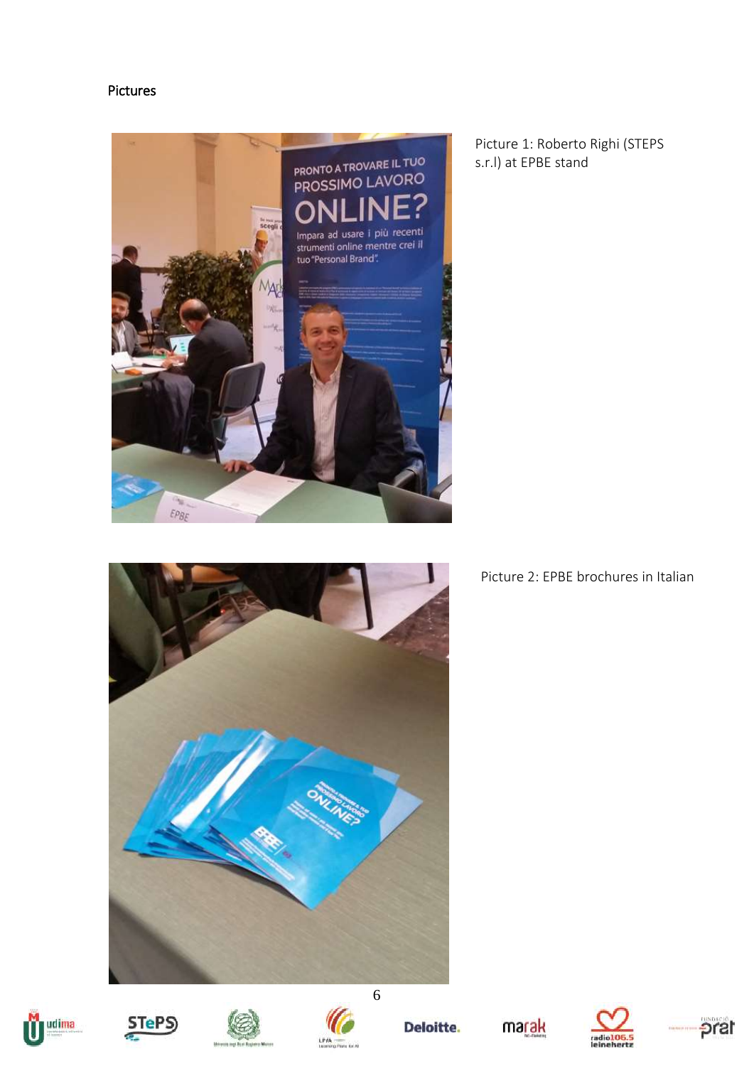Pictures

Picture 1: Roberto Righi (STEPS s.r.l) at EPBE stand

Picture 2: EPBE brochures in Italian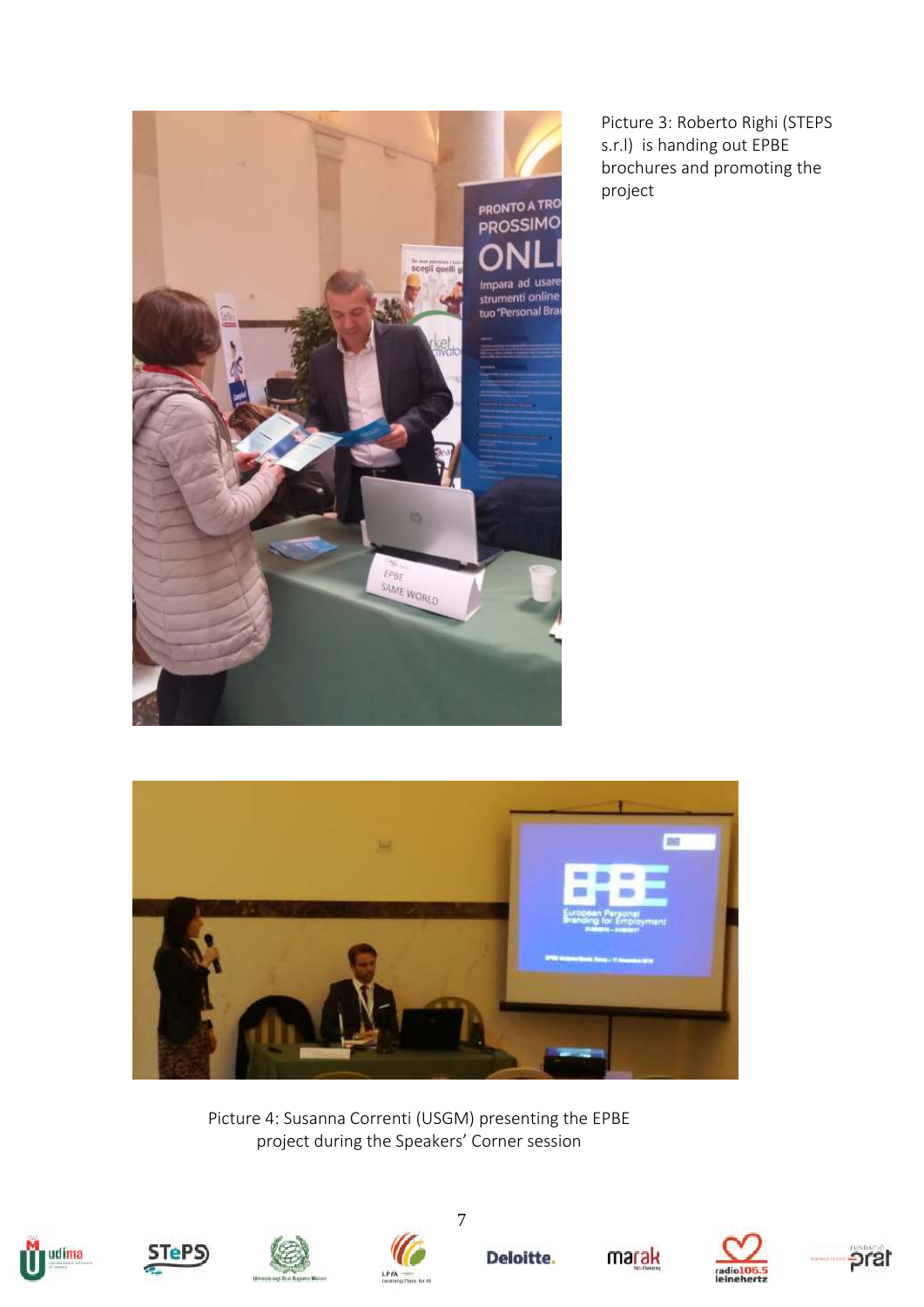Picture 3: Roberto Righi (STEPS s.r.l) is handing out EPBE brochures and promoting the project

Picture 4: Susanna Correnti (USGM) presenting the EPBE project during the Speakers' Corner session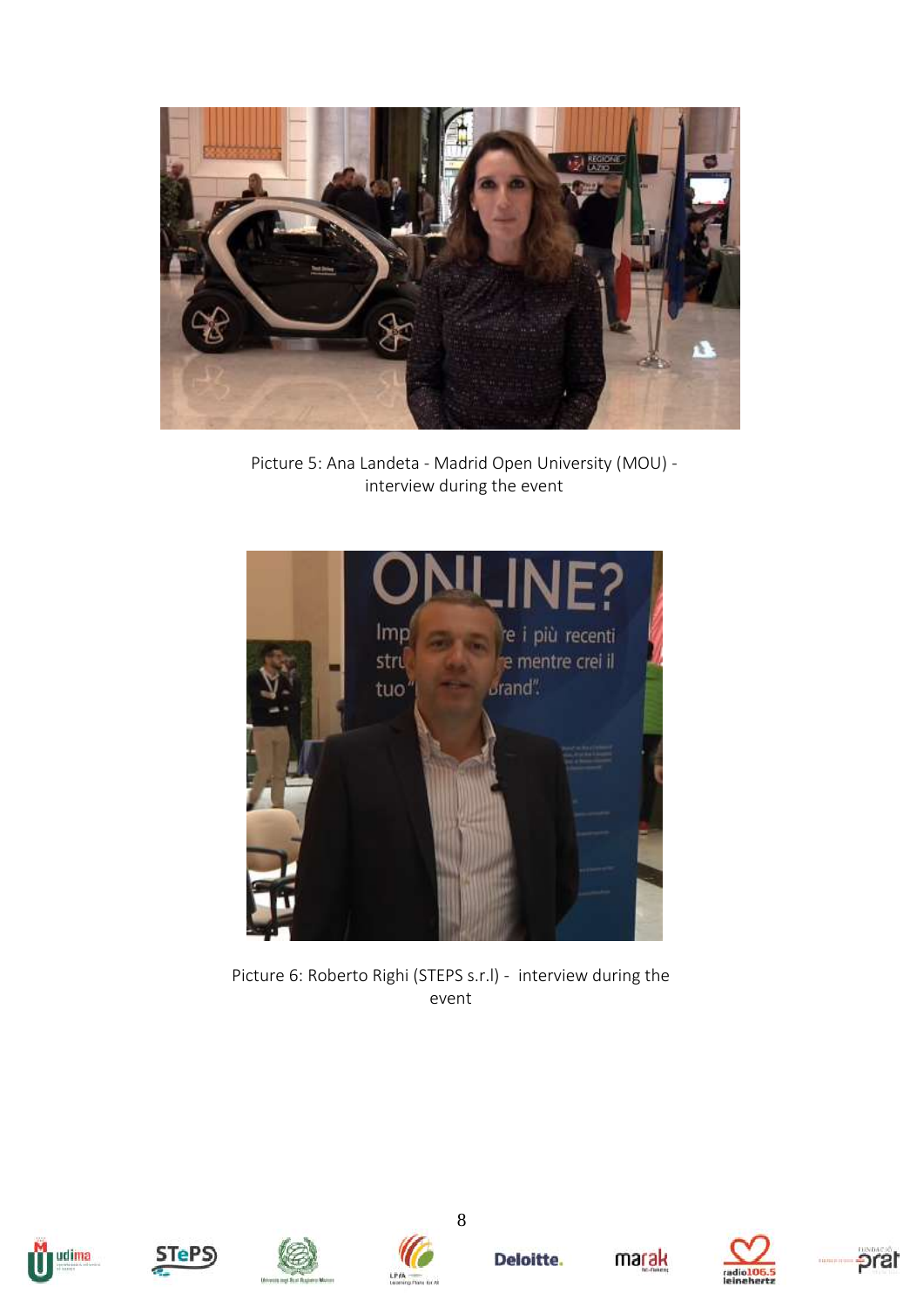Picture 5: Ana Landeta - Madrid Open University (MOU) - interview during the event

Picture 6: Roberto Righi (STEPS s.r.l) - interview during the event